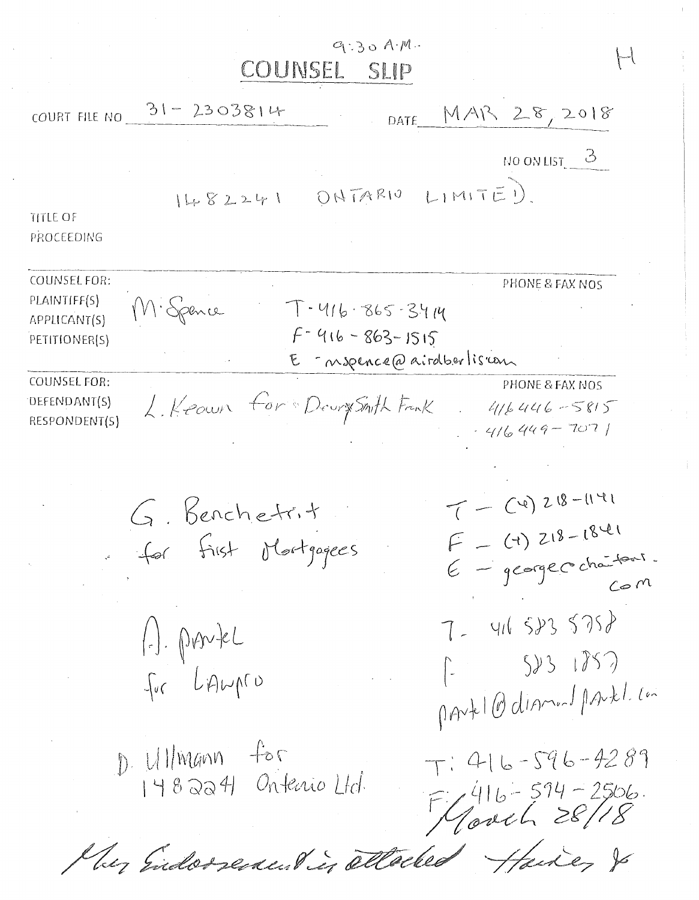9:30 A.M.

# COUNSEL SLIP

H

COURT FILE NO 31-2303814 DATE MAR 28, 2018

NO ON LIST 3

TITLE OF PROCEEDING: 1482241 ONTARIO LIMITED.

| | | PHONE & FAX NOS |
|---|---|---|
| COUNSEL FOR: PLAINTIFF(S) APPLICANT(S) PETITIONER(S) | M. Spence | T-416-865-3414<br>F-416-863-1515<br>E-mspence@airdberlis.com |
| COUNSEL FOR: DEFENDANT(S) RESPONDENT(S) | L. Keown for DrurySmith Frank | 416 446-5815<br>416 449-7071 |
| | G. Benchetrit for first Mortgagees | T-(4) 218-1141<br>F-(4) 218-1841<br>E-george@chaitons.com |
| | A. Pantel for Lawpro | T-416 583 5758<br>F-583 1857<br>pantel@diamondpantel.com |
| | D. Ullmann for 1482241 Ontario Ltd. | T: 416-596-4289<br>F: 416-594-2506. |

March 28/18

My Endorsement is attached Hainey J.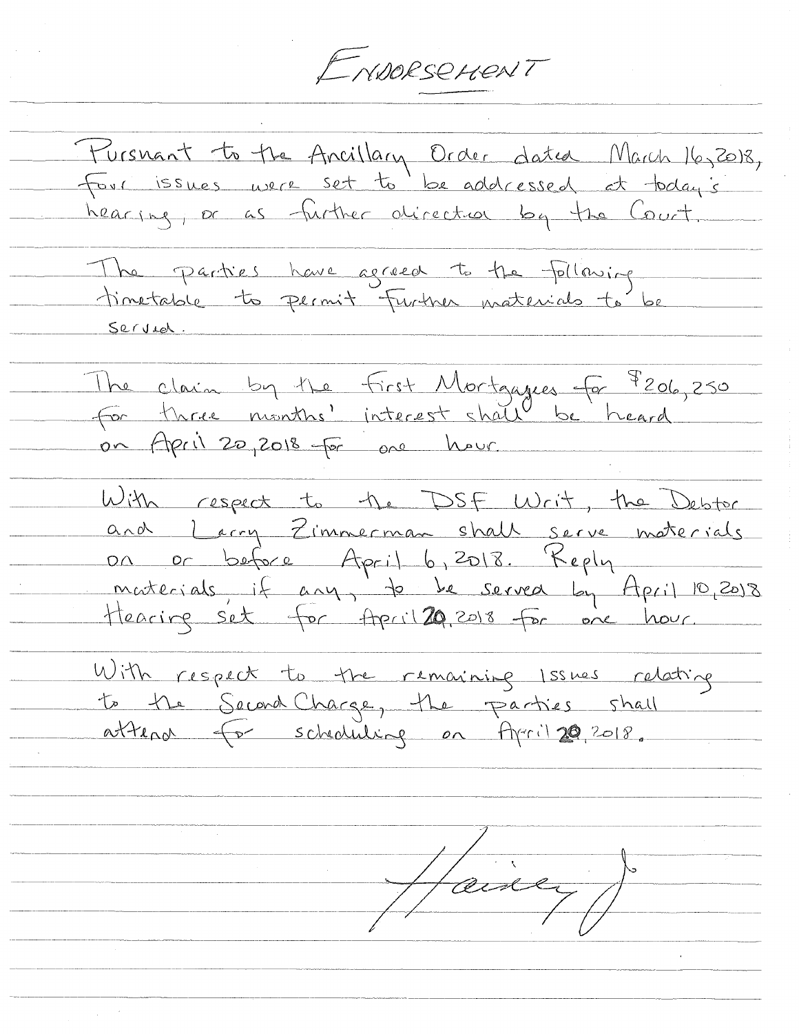# ENDORSEMENT

Pursuant to the Ancillary Order dated March 16, 2018, four issues were set to be addressed at today's hearing, or as further direction by the Court.

The parties have agreed to the following timetable to permit further materials to be served.

The claim by the First Mortgagees for $206,250 for three months' interest shall be heard on April 20, 2018 for one hour.

With respect to the DSF Writ, the Debtor and Larry Zimmerman shall serve materials on or before April 6, 2018. Reply materials, if any, to be served by April 10, 2018. Hearing set for April 20, 2018 for one hour.

With respect to the remaining issues relating to the Second Charge, the parties shall attend for scheduling on April 20, 2018.

Hainey J.